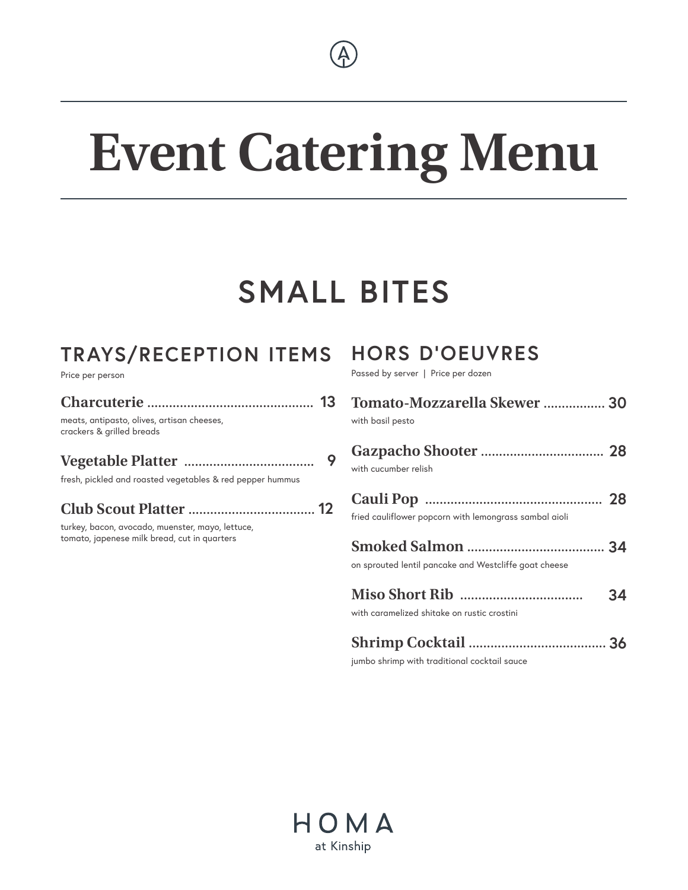# Event Catering Menu

## SMALL BITES

### TRAYS/RECEPTION ITEMS

Price per person

**Charcuterie** ............................................. 13

meats, antipasto, olives, artisan cheeses, crackers & grilled breads

**Vegetable Platter** .................................... 9

fresh, pickled and roasted vegetables & red pepper hummus

**Club Scout Platter** .................................. 12

turkey, bacon, avocado, muenster, mayo, lettuce, tomato, japenese milk bread, cut in quarters

### HORS D'OEUVRES

Passed by server | Price per dozen

**Tomato-Mozzarella Skewer** ................. 30

with basil pesto

**Gazpacho Shooter** ................................. 28

with cucumber relish

**Cauli Pop** ................................................ 28

fried cauliflower popcorn with lemongrass sambal aioli

**Smoked Salmon** ..................................... 34

on sprouted lentil pancake and Westcliffe goat cheese

**Miso Short Rib** ................................. 34

with caramelized shitake on rustic crostini

**Shrimp Cocktail** ..................................... 36

jumbo shrimp with traditional cocktail sauce

HOMA

at Kinship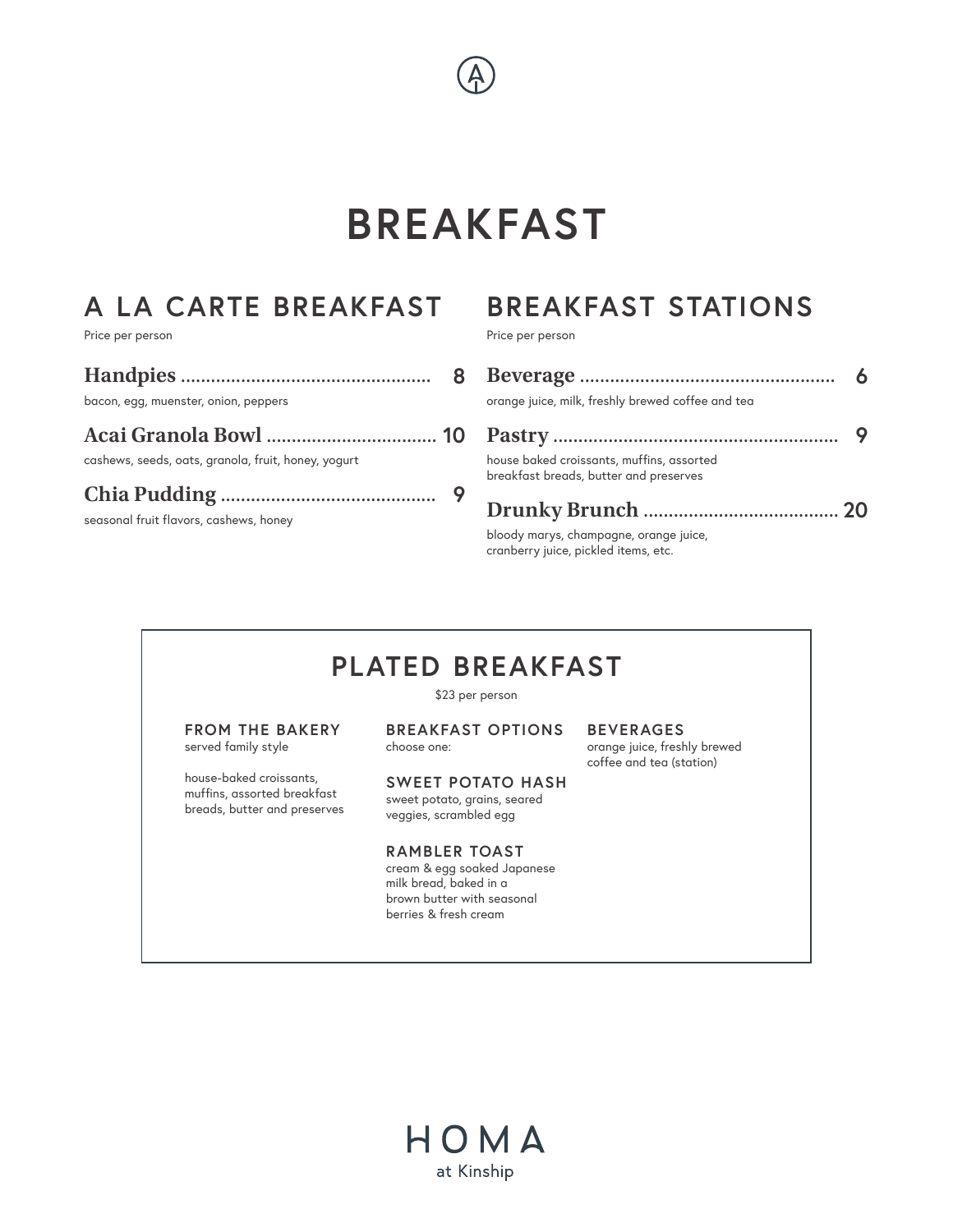# BREAKFAST

## A LA CARTE BREAKFAST

Price per person

**Handpies** .................................................. **8**
bacon, egg, muenster, onion, peppers

**Acai Granola Bowl** .................................. **10**
cashews, seeds, oats, granola, fruit, honey, yogurt

**Chia Pudding** .......................................... **9**
seasonal fruit flavors, cashews, honey

## BREAKFAST STATIONS

Price per person

**Beverage** .................................................. **6**
orange juice, milk, freshly brewed coffee and tea

**Pastry** ........................................................ **9**
house baked croissants, muffins, assorted breakfast breads, butter and preserves

**Drunky Brunch** ....................................... **20**
bloody marys, champagne, orange juice, cranberry juice, pickled items, etc.

## PLATED BREAKFAST

$23 per person

### FROM THE BAKERY

served family style

house-baked croissants, muffins, assorted breakfast breads, butter and preserves

### BREAKFAST OPTIONS

choose one:

### SWEET POTATO HASH

sweet potato, grains, seared veggies, scrambled egg

### RAMBLER TOAST

cream & egg soaked Japanese milk bread, baked in a brown butter with seasonal berries & fresh cream

### BEVERAGES

orange juice, freshly brewed coffee and tea (station)

HOMA
at Kinship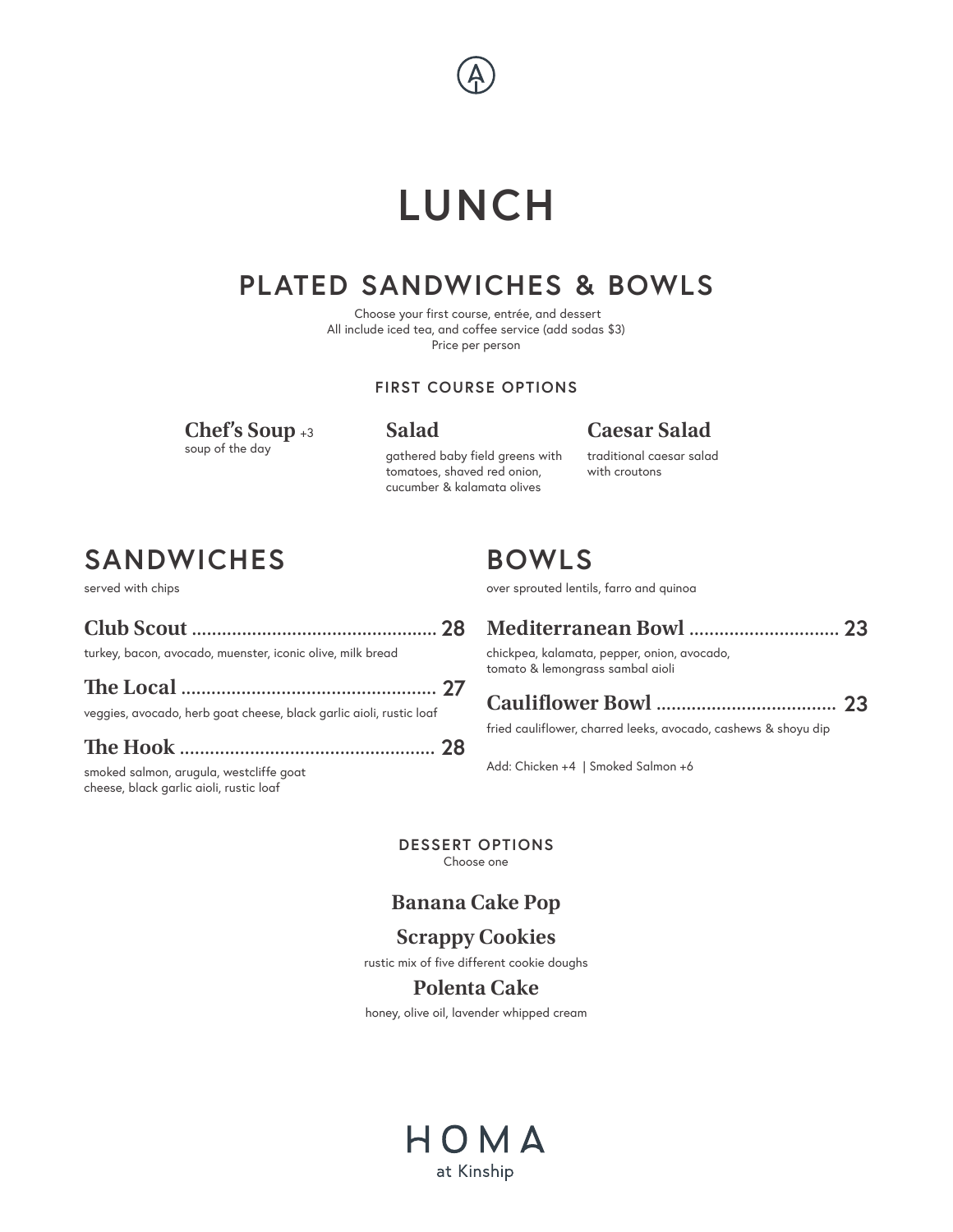# LUNCH

## PLATED SANDWICHES & BOWLS

Choose your first course, entrée, and dessert
All include iced tea, and coffee service (add sodas $3)
Price per person

### FIRST COURSE OPTIONS

**Chef's Soup** +3
soup of the day

**Salad**
gathered baby field greens with tomatoes, shaved red onion, cucumber & kalamata olives

**Caesar Salad**
traditional caesar salad with croutons

## SANDWICHES

served with chips

**Club Scout** .................................................. 28
turkey, bacon, avocado, muenster, iconic olive, milk bread

**The Local** .................................................. 27
veggies, avocado, herb goat cheese, black garlic aioli, rustic loaf

**The Hook** .................................................. 28
smoked salmon, arugula, westcliffe goat cheese, black garlic aioli, rustic loaf

## BOWLS

over sprouted lentils, farro and quinoa

**Mediterranean Bowl** .............................. 23
chickpea, kalamata, pepper, onion, avocado, tomato & lemongrass sambal aioli

**Cauliflower Bowl** .................................. 23
fried cauliflower, charred leeks, avocado, cashews & shoyu dip

Add: Chicken +4 | Smoked Salmon +6

### DESSERT OPTIONS

Choose one

**Banana Cake Pop**

**Scrappy Cookies**
rustic mix of five different cookie doughs

**Polenta Cake**
honey, olive oil, lavender whipped cream

HOMA
at Kinship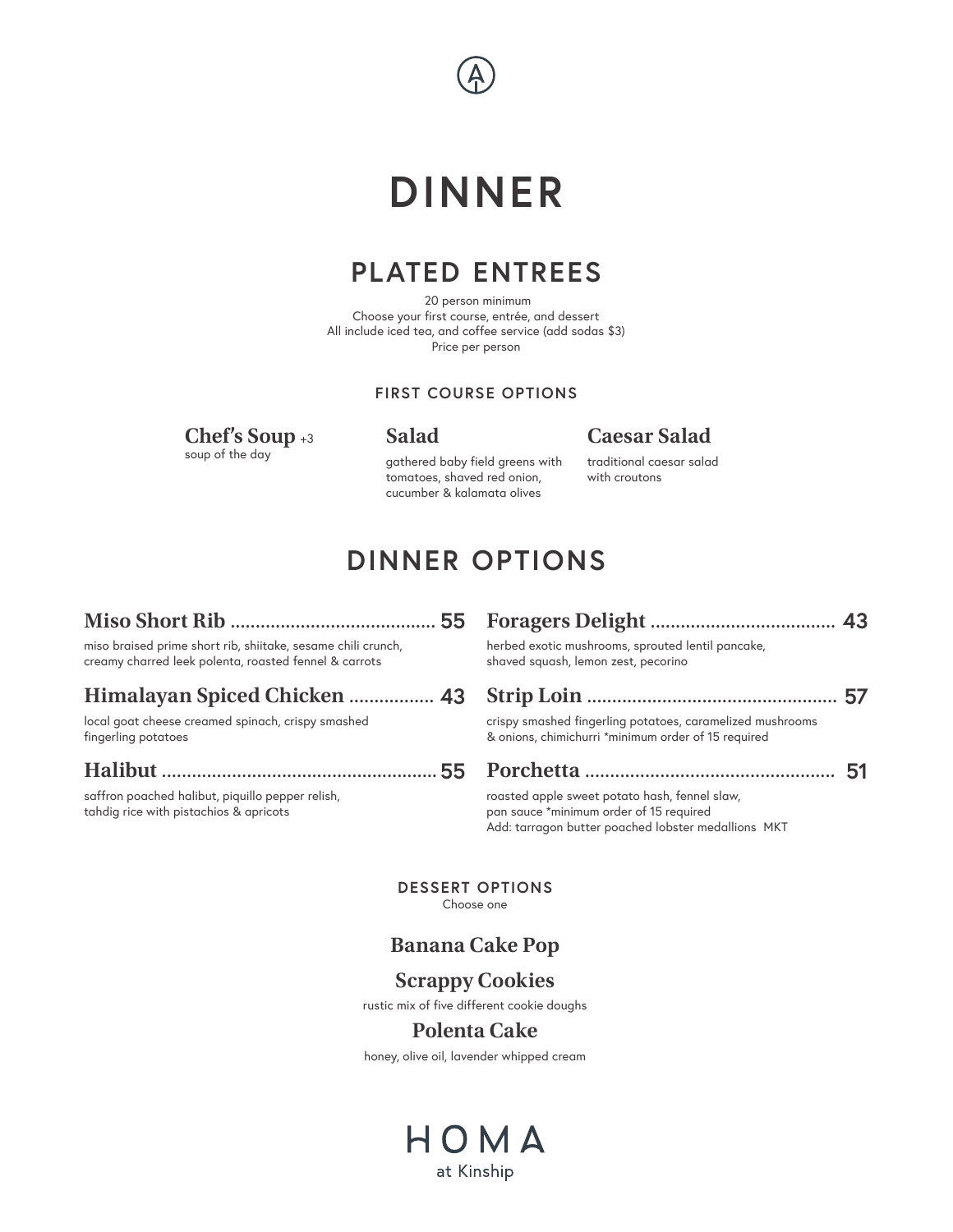# DINNER

## PLATED ENTREES

20 person minimum
Choose your first course, entrée, and dessert
All include iced tea, and coffee service (add sodas $3)
Price per person

### FIRST COURSE OPTIONS

**Chef's Soup** +3
soup of the day

**Salad**
gathered baby field greens with tomatoes, shaved red onion, cucumber & kalamata olives

**Caesar Salad**
traditional caesar salad with croutons

## DINNER OPTIONS

**Miso Short Rib** ........................................ **55**
miso braised prime short rib, shiitake, sesame chili crunch, creamy charred leek polenta, roasted fennel & carrots

**Himalayan Spiced Chicken** ................. **43**
local goat cheese creamed spinach, crispy smashed fingerling potatoes

**Halibut** ..................................................... **55**
saffron poached halibut, piquillo pepper relish, tahdig rice with pistachios & apricots

**Foragers Delight** .................................... **43**
herbed exotic mushrooms, sprouted lentil pancake, shaved squash, lemon zest, pecorino

**Strip Loin** ................................................. **57**
crispy smashed fingerling potatoes, caramelized mushrooms & onions, chimichurri *minimum order of 15 required

**Porchetta** ................................................. **51**
roasted apple sweet potato hash, fennel slaw, pan sauce *minimum order of 15 required
Add: tarragon butter poached lobster medallions MKT

### DESSERT OPTIONS

Choose one

**Banana Cake Pop**

**Scrappy Cookies**
rustic mix of five different cookie doughs

**Polenta Cake**
honey, olive oil, lavender whipped cream

HOMA
at Kinship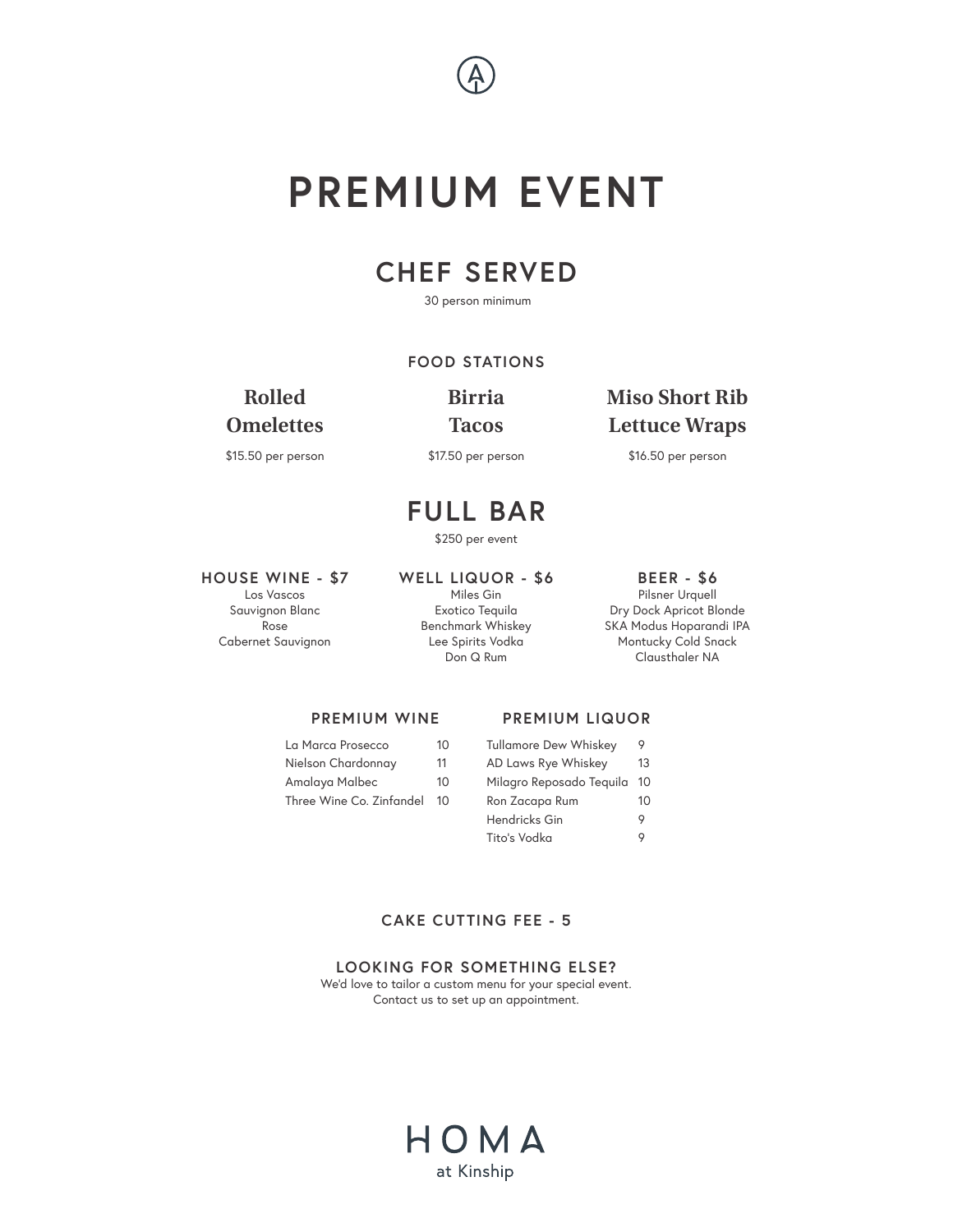# PREMIUM EVENT

## CHEF SERVED

30 person minimum

### FOOD STATIONS

**Rolled Omelettes**
$15.50 per person

**Birria Tacos**
$17.50 per person

**Miso Short Rib Lettuce Wraps**
$16.50 per person

## FULL BAR

$250 per event

### HOUSE WINE - $7

Los Vascos
Sauvignon Blanc
Rose
Cabernet Sauvignon

### WELL LIQUOR - $6

Miles Gin
Exotico Tequila
Benchmark Whiskey
Lee Spirits Vodka
Don Q Rum

### BEER - $6

Pilsner Urquell
Dry Dock Apricot Blonde
SKA Modus Hoparandi IPA
Montucky Cold Snack
Clausthaler NA

### PREMIUM WINE

| Wine | Price |
|---|---|
| La Marca Prosecco | 10 |
| Nielson Chardonnay | 11 |
| Amalaya Malbec | 10 |
| Three Wine Co. Zinfandel | 10 |

### PREMIUM LIQUOR

| Liquor | Price |
|---|---|
| Tullamore Dew Whiskey | 9 |
| AD Laws Rye Whiskey | 13 |
| Milagro Reposado Tequila | 10 |
| Ron Zacapa Rum | 10 |
| Hendricks Gin | 9 |
| Tito's Vodka | 9 |

### CAKE CUTTING FEE - 5

### LOOKING FOR SOMETHING ELSE?

We'd love to tailor a custom menu for your special event.
Contact us to set up an appointment.

HOMA
at Kinship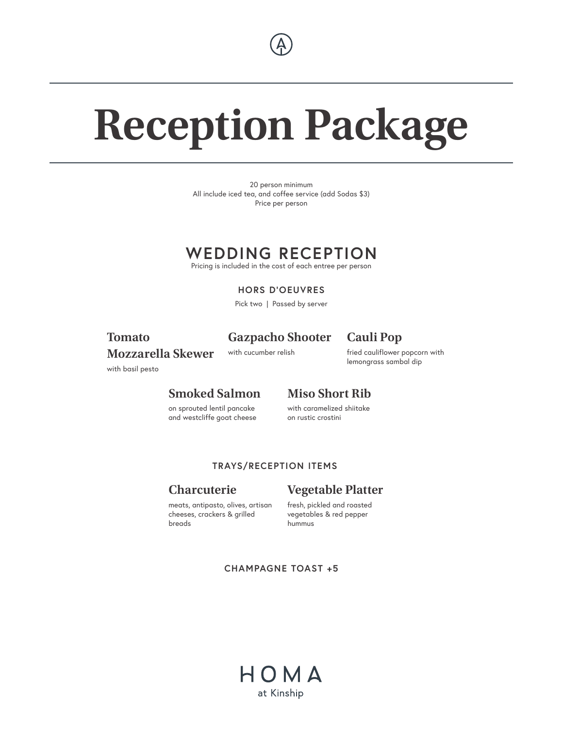# Reception Package

20 person minimum
All include iced tea, and coffee service (add Sodas $3)
Price per person

## WEDDING RECEPTION

Pricing is included in the cost of each entree per person

### HORS D'OEUVRES

Pick two | Passed by server

**Tomato Mozzarella Skewer**
with basil pesto

**Gazpacho Shooter**
with cucumber relish

**Cauli Pop**
fried cauliflower popcorn with lemongrass sambal dip

**Smoked Salmon**
on sprouted lentil pancake and westcliffe goat cheese

**Miso Short Rib**
with caramelized shiitake on rustic crostini

### TRAYS/RECEPTION ITEMS

**Charcuterie**
meats, antipasto, olives, artisan cheeses, crackers & grilled breads

**Vegetable Platter**
fresh, pickled and roasted vegetables & red pepper hummus

### CHAMPAGNE TOAST +5

HOMA
at Kinship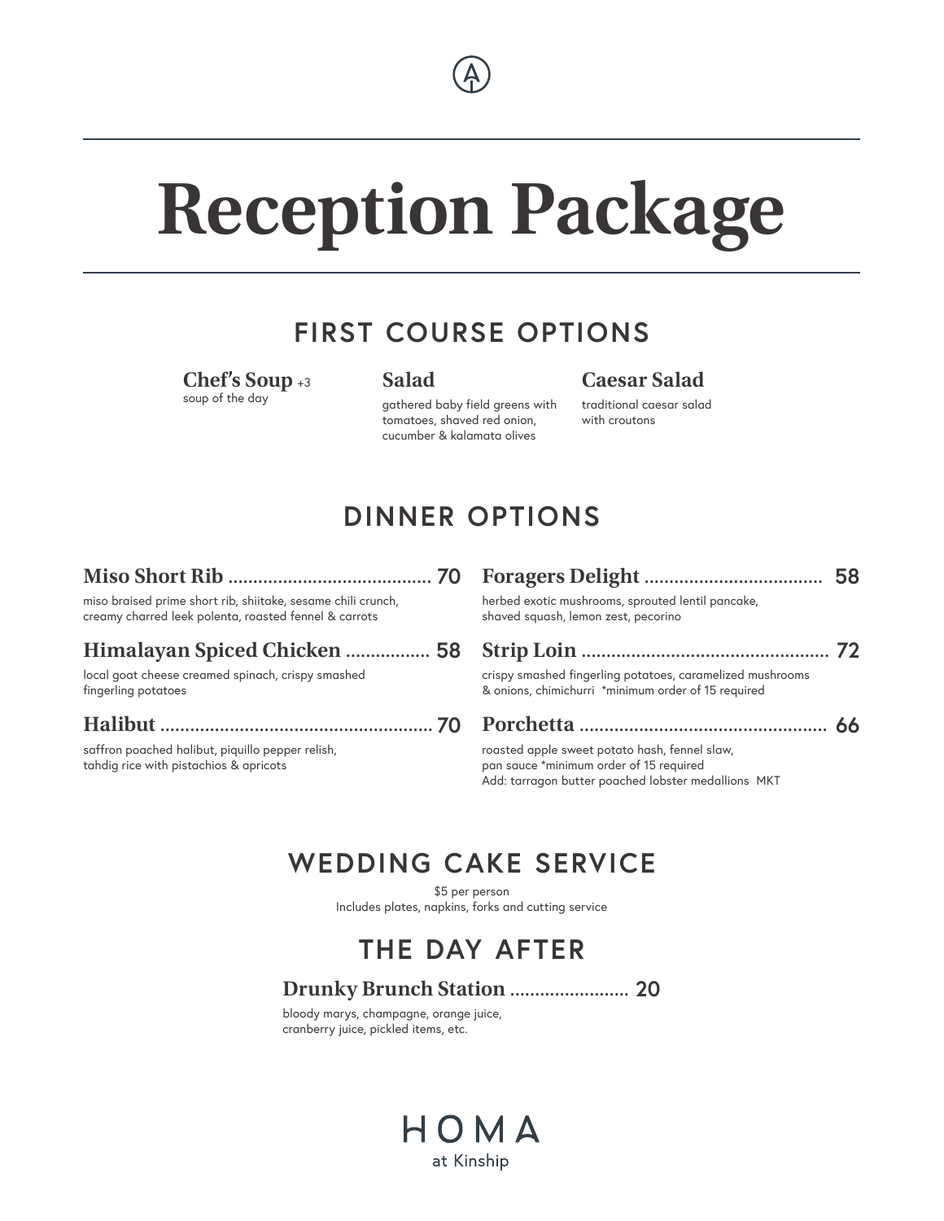# Reception Package

## FIRST COURSE OPTIONS

**Chef's Soup** +3
soup of the day

**Salad**
gathered baby field greens with tomatoes, shaved red onion, cucumber & kalamata olives

**Caesar Salad**
traditional caesar salad with croutons

## DINNER OPTIONS

**Miso Short Rib** ........................................ 70
miso braised prime short rib, shiitake, sesame chili crunch, creamy charred leek polenta, roasted fennel & carrots

**Himalayan Spiced Chicken** ................. 58
local goat cheese creamed spinach, crispy smashed fingerling potatoes

**Halibut** ...................................................... 70
saffron poached halibut, piquillo pepper relish, tahdig rice with pistachios & apricots

**Foragers Delight** ................................... 58
herbed exotic mushrooms, sprouted lentil pancake, shaved squash, lemon zest, pecorino

**Strip Loin** ................................................. 72
crispy smashed fingerling potatoes, caramelized mushrooms & onions, chimichurri *minimum order of 15 required

**Porchetta** ................................................. 66
roasted apple sweet potato hash, fennel slaw, pan sauce *minimum order of 15 required
Add: tarragon butter poached lobster medallions MKT

## WEDDING CAKE SERVICE

$5 per person
Includes plates, napkins, forks and cutting service

## THE DAY AFTER

**Drunky Brunch Station** ........................ 20
bloody marys, champagne, orange juice, cranberry juice, pickled items, etc.

HOMA
at Kinship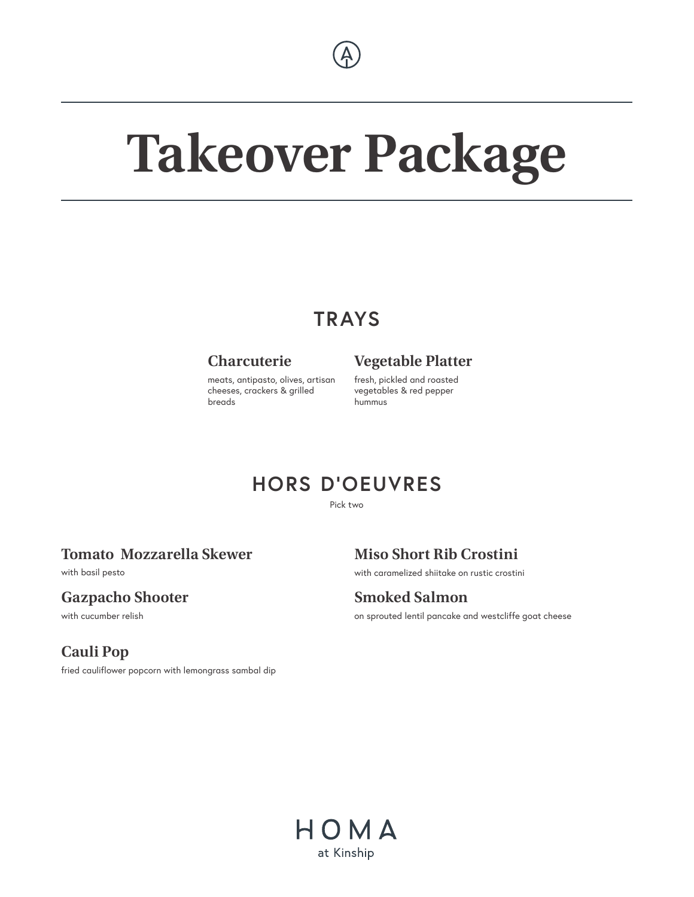# Takeover Package

## TRAYS

### Charcuterie

meats, antipasto, olives, artisan cheeses, crackers & grilled breads

### Vegetable Platter

fresh, pickled and roasted vegetables & red pepper hummus

## HORS D'OEUVRES

Pick two

### Tomato  Mozzarella Skewer

with basil pesto

### Gazpacho Shooter

with cucumber relish

### Cauli Pop

fried cauliflower popcorn with lemongrass sambal dip

### Miso Short Rib Crostini

with caramelized shiitake on rustic crostini

### Smoked Salmon

on sprouted lentil pancake and westcliffe goat cheese

HOMA
at Kinship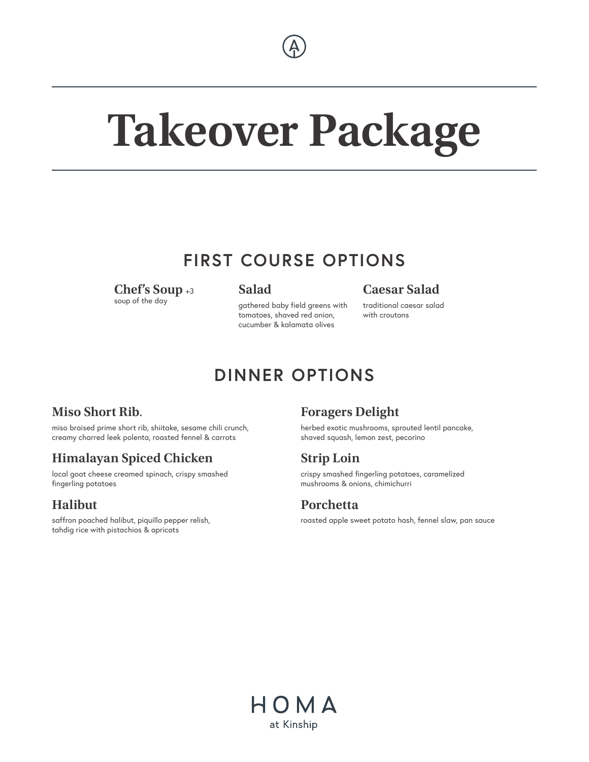# Takeover Package

## FIRST COURSE OPTIONS

### Chef's Soup +3
soup of the day

### Salad
gathered baby field greens with tomatoes, shaved red onion, cucumber & kalamata olives

### Caesar Salad
traditional caesar salad with croutons

## DINNER OPTIONS

### Miso Short Rib.
miso braised prime short rib, shiitake, sesame chili crunch, creamy charred leek polenta, roasted fennel & carrots

### Himalayan Spiced Chicken
local goat cheese creamed spinach, crispy smashed fingerling potatoes

### Halibut
saffron poached halibut, piquillo pepper relish, tahdig rice with pistachios & apricots

### Foragers Delight
herbed exotic mushrooms, sprouted lentil pancake, shaved squash, lemon zest, pecorino

### Strip Loin
crispy smashed fingerling potatoes, caramelized mushrooms & onions, chimichurri

### Porchetta
roasted apple sweet potato hash, fennel slaw, pan sauce

HOMA
at Kinship